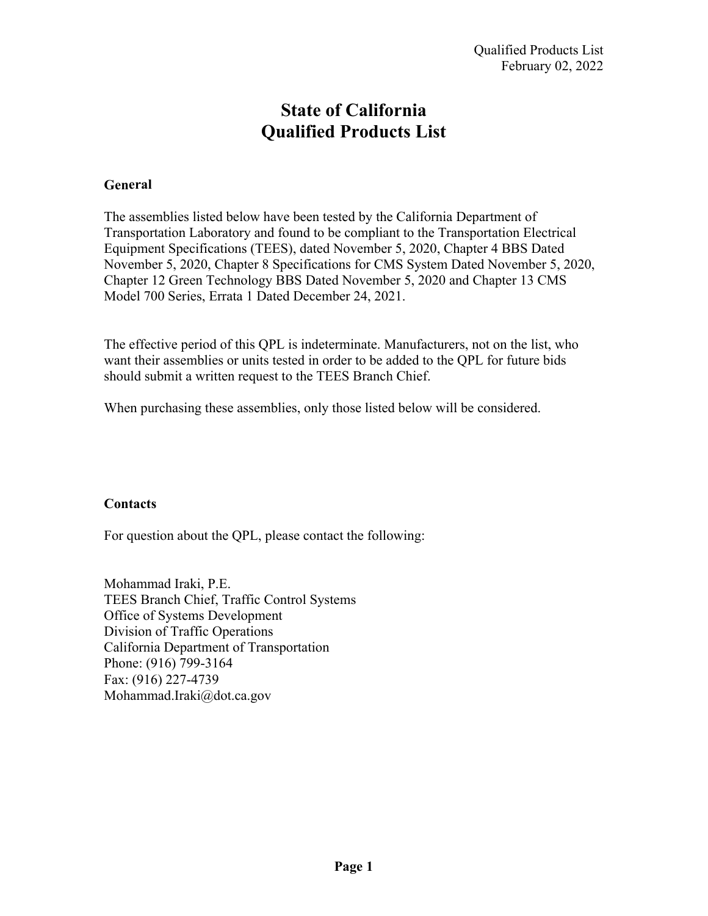Qualified Products List
February 02, 2022

# State of California
# Qualified Products List

## General

The assemblies listed below have been tested by the California Department of Transportation Laboratory and found to be compliant to the Transportation Electrical Equipment Specifications (TEES), dated November 5, 2020, Chapter 4 BBS Dated November 5, 2020, Chapter 8 Specifications for CMS System Dated November 5, 2020, Chapter 12 Green Technology BBS Dated November 5, 2020 and Chapter 13 CMS Model 700 Series, Errata 1 Dated December 24, 2021.

The effective period of this QPL is indeterminate. Manufacturers, not on the list, who want their assemblies or units tested in order to be added to the QPL for future bids should submit a written request to the TEES Branch Chief.

When purchasing these assemblies, only those listed below will be considered.

## Contacts

For question about the QPL, please contact the following:

Mohammad Iraki, P.E.
TEES Branch Chief, Traffic Control Systems
Office of Systems Development
Division of Traffic Operations
California Department of Transportation
Phone: (916) 799-3164
Fax: (916) 227-4739
Mohammad.Iraki@dot.ca.gov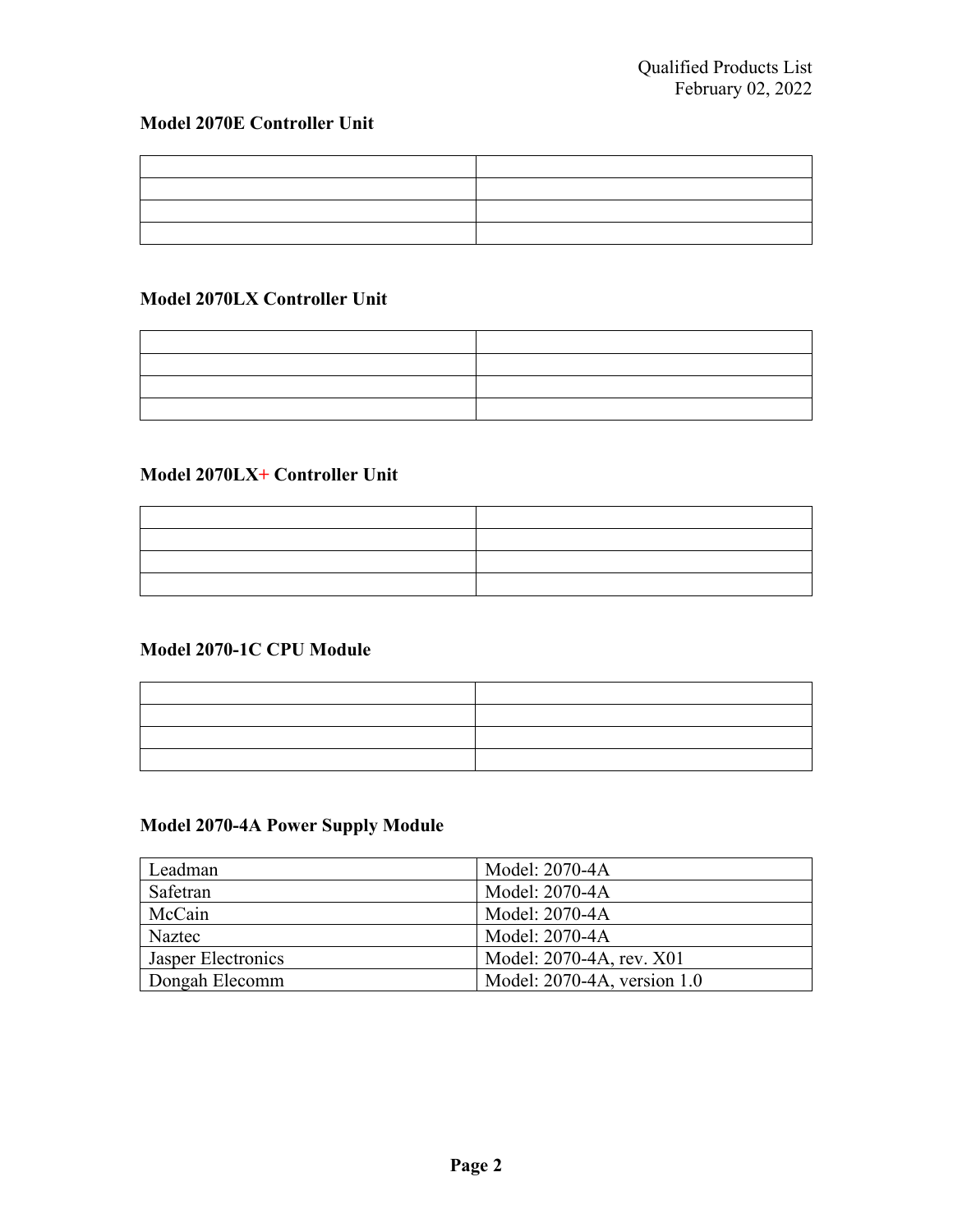**Model 2070E Controller Unit**

| | |
|---|---|
| | |
| | |
| | |

**Model 2070LX Controller Unit**

| | |
|---|---|
| | |
| | |
| | |

**Model 2070LX+ Controller Unit**

| | |
|---|---|
| | |
| | |
| | |

**Model 2070-1C CPU Module**

| | |
|---|---|
| | |
| | |
| | |

**Model 2070-4A Power Supply Module**

| | |
|---|---|
| Leadman | Model: 2070-4A |
| Safetran | Model: 2070-4A |
| McCain | Model: 2070-4A |
| Naztec | Model: 2070-4A |
| Jasper Electronics | Model: 2070-4A, rev. X01 |
| Dongah Elecomm | Model: 2070-4A, version 1.0 |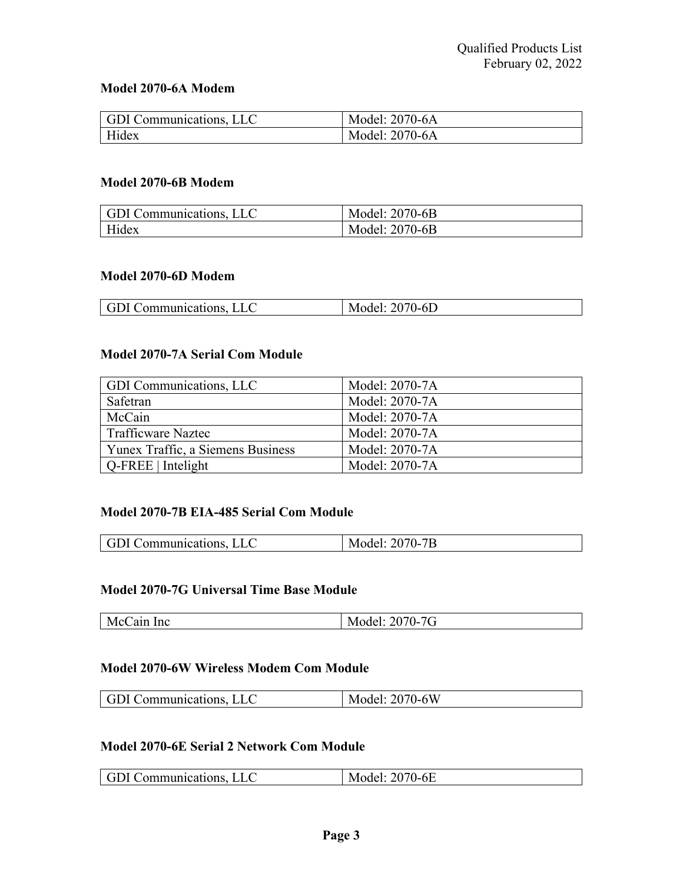**Model 2070-6A Modem**

| GDI Communications, LLC | Model: 2070-6A |
|---|---|
| Hidex | Model: 2070-6A |

**Model 2070-6B Modem**

| GDI Communications, LLC | Model: 2070-6B |
|---|---|
| Hidex | Model: 2070-6B |

**Model 2070-6D Modem**

| GDI Communications, LLC | Model: 2070-6D |
|---|---|

**Model 2070-7A Serial Com Module**

| GDI Communications, LLC | Model: 2070-7A |
|---|---|
| Safetran | Model: 2070-7A |
| McCain | Model: 2070-7A |
| Trafficware Naztec | Model: 2070-7A |
| Yunex Traffic, a Siemens Business | Model: 2070-7A |
| Q-FREE \| Intelight | Model: 2070-7A |

**Model 2070-7B EIA-485 Serial Com Module**

| GDI Communications, LLC | Model: 2070-7B |
|---|---|

**Model 2070-7G Universal Time Base Module**

| McCain Inc | Model: 2070-7G |
|---|---|

**Model 2070-6W Wireless Modem Com Module**

| GDI Communications, LLC | Model: 2070-6W |
|---|---|

**Model 2070-6E Serial 2 Network Com Module**

| GDI Communications, LLC | Model: 2070-6E |
|---|---|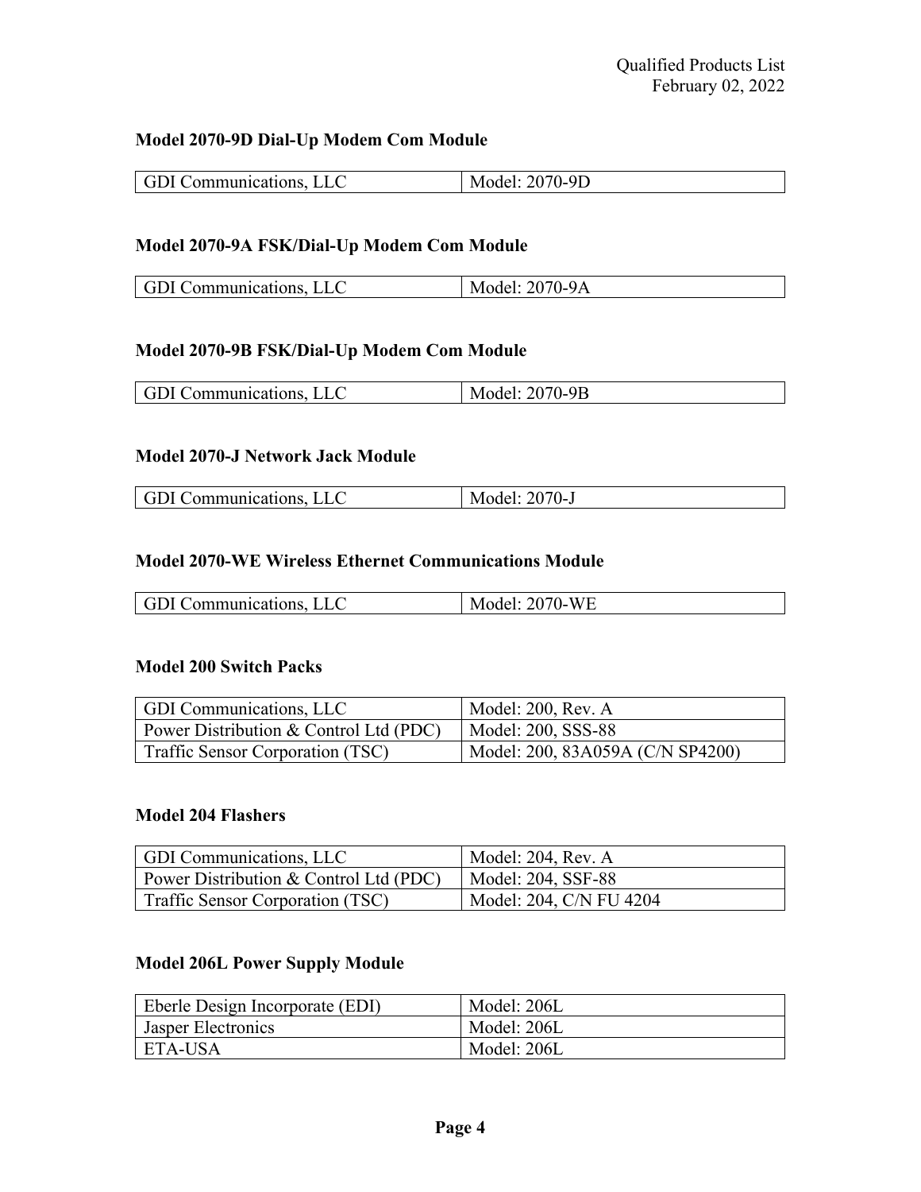### Model 2070-9D Dial-Up Modem Com Module

| GDI Communications, LLC | Model: 2070-9D |
|---|---|

### Model 2070-9A FSK/Dial-Up Modem Com Module

| GDI Communications, LLC | Model: 2070-9A |
|---|---|

### Model 2070-9B FSK/Dial-Up Modem Com Module

| GDI Communications, LLC | Model: 2070-9B |
|---|---|

### Model 2070-J Network Jack Module

| GDI Communications, LLC | Model: 2070-J |
|---|---|

### Model 2070-WE Wireless Ethernet Communications Module

| GDI Communications, LLC | Model: 2070-WE |
|---|---|

### Model 200 Switch Packs

| GDI Communications, LLC | Model: 200, Rev. A |
|---|---|
| Power Distribution & Control Ltd (PDC) | Model: 200, SSS-88 |
| Traffic Sensor Corporation (TSC) | Model: 200, 83A059A (C/N SP4200) |

### Model 204 Flashers

| GDI Communications, LLC | Model: 204, Rev. A |
|---|---|
| Power Distribution & Control Ltd (PDC) | Model: 204, SSF-88 |
| Traffic Sensor Corporation (TSC) | Model: 204, C/N FU 4204 |

### Model 206L Power Supply Module

| Eberle Design Incorporate (EDI) | Model: 206L |
|---|---|
| Jasper Electronics | Model: 206L |
| ETA-USA | Model: 206L |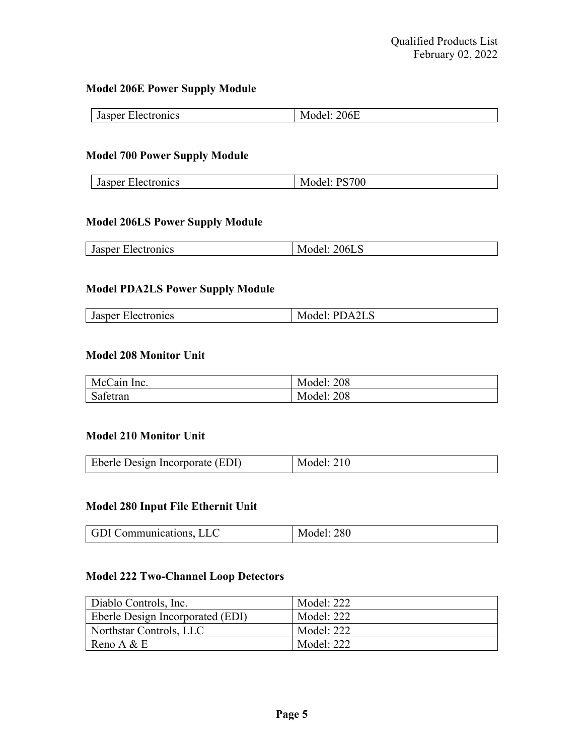### Model 206E Power Supply Module

| Jasper Electronics | Model: 206E |
|---|---|

### Model 700 Power Supply Module

| Jasper Electronics | Model: PS700 |
|---|---|

### Model 206LS Power Supply Module

| Jasper Electronics | Model: 206LS |
|---|---|

### Model PDA2LS Power Supply Module

| Jasper Electronics | Model: PDA2LS |
|---|---|

### Model 208 Monitor Unit

| McCain Inc. | Model: 208 |
|---|---|
| Safetran | Model: 208 |

### Model 210 Monitor Unit

| Eberle Design Incorporate (EDI) | Model: 210 |
|---|---|

### Model 280 Input File Ethernit Unit

| GDI Communications, LLC | Model: 280 |
|---|---|

### Model 222 Two-Channel Loop Detectors

| Diablo Controls, Inc. | Model: 222 |
|---|---|
| Eberle Design Incorporated (EDI) | Model: 222 |
| Northstar Controls, LLC | Model: 222 |
| Reno A & E | Model: 222 |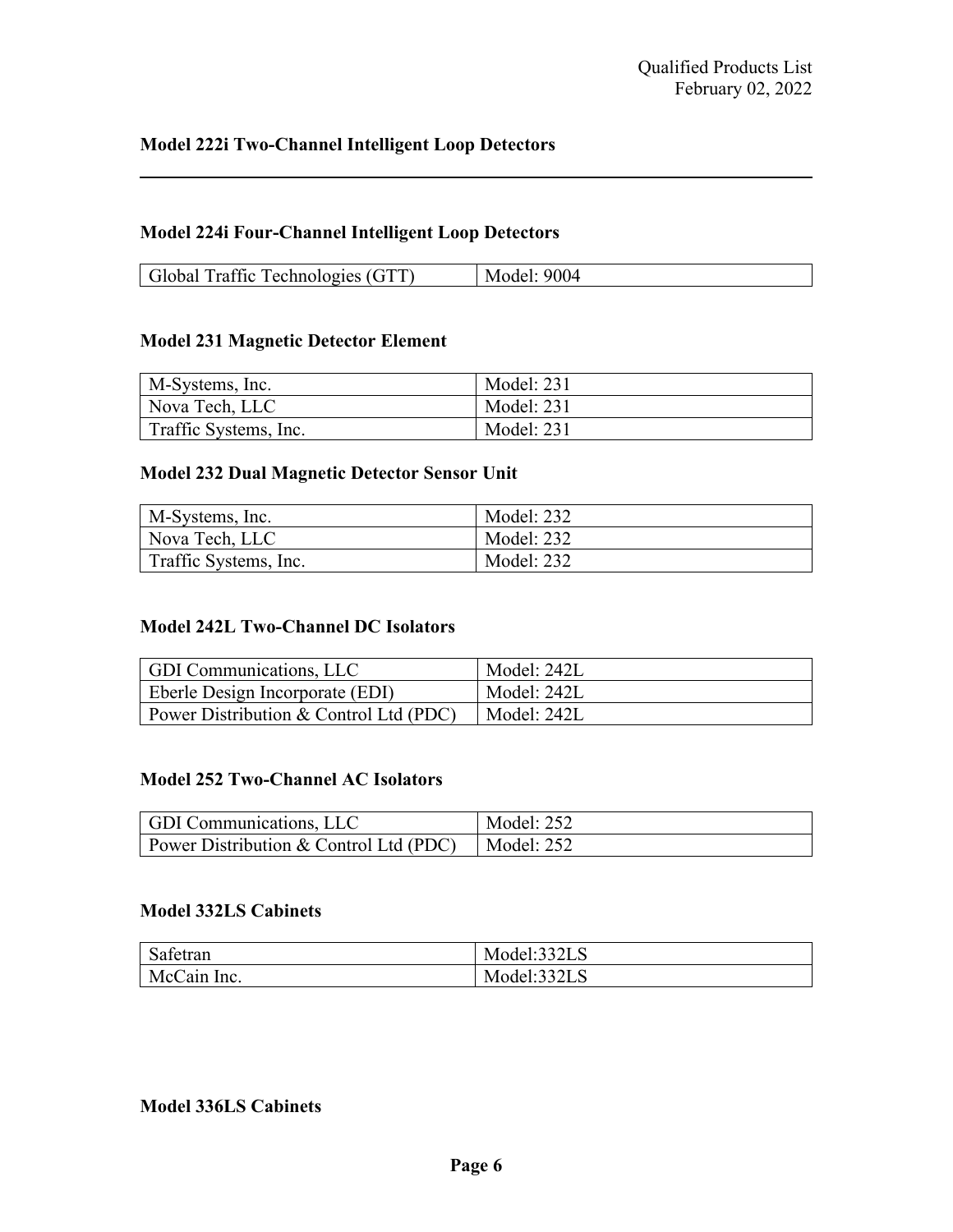### Model 222i Two-Channel Intelligent Loop Detectors

---

### Model 224i Four-Channel Intelligent Loop Detectors

| | |
|---|---|
| Global Traffic Technologies (GTT) | Model: 9004 |

### Model 231 Magnetic Detector Element

| | |
|---|---|
| M-Systems, Inc. | Model: 231 |
| Nova Tech, LLC | Model: 231 |
| Traffic Systems, Inc. | Model: 231 |

### Model 232 Dual Magnetic Detector Sensor Unit

| | |
|---|---|
| M-Systems, Inc. | Model: 232 |
| Nova Tech, LLC | Model: 232 |
| Traffic Systems, Inc. | Model: 232 |

### Model 242L Two-Channel DC Isolators

| | |
|---|---|
| GDI Communications, LLC | Model: 242L |
| Eberle Design Incorporate (EDI) | Model: 242L |
| Power Distribution & Control Ltd (PDC) | Model: 242L |

### Model 252 Two-Channel AC Isolators

| | |
|---|---|
| GDI Communications, LLC | Model: 252 |
| Power Distribution & Control Ltd (PDC) | Model: 252 |

### Model 332LS Cabinets

| | |
|---|---|
| Safetran | Model:332LS |
| McCain Inc. | Model:332LS |

### Model 336LS Cabinets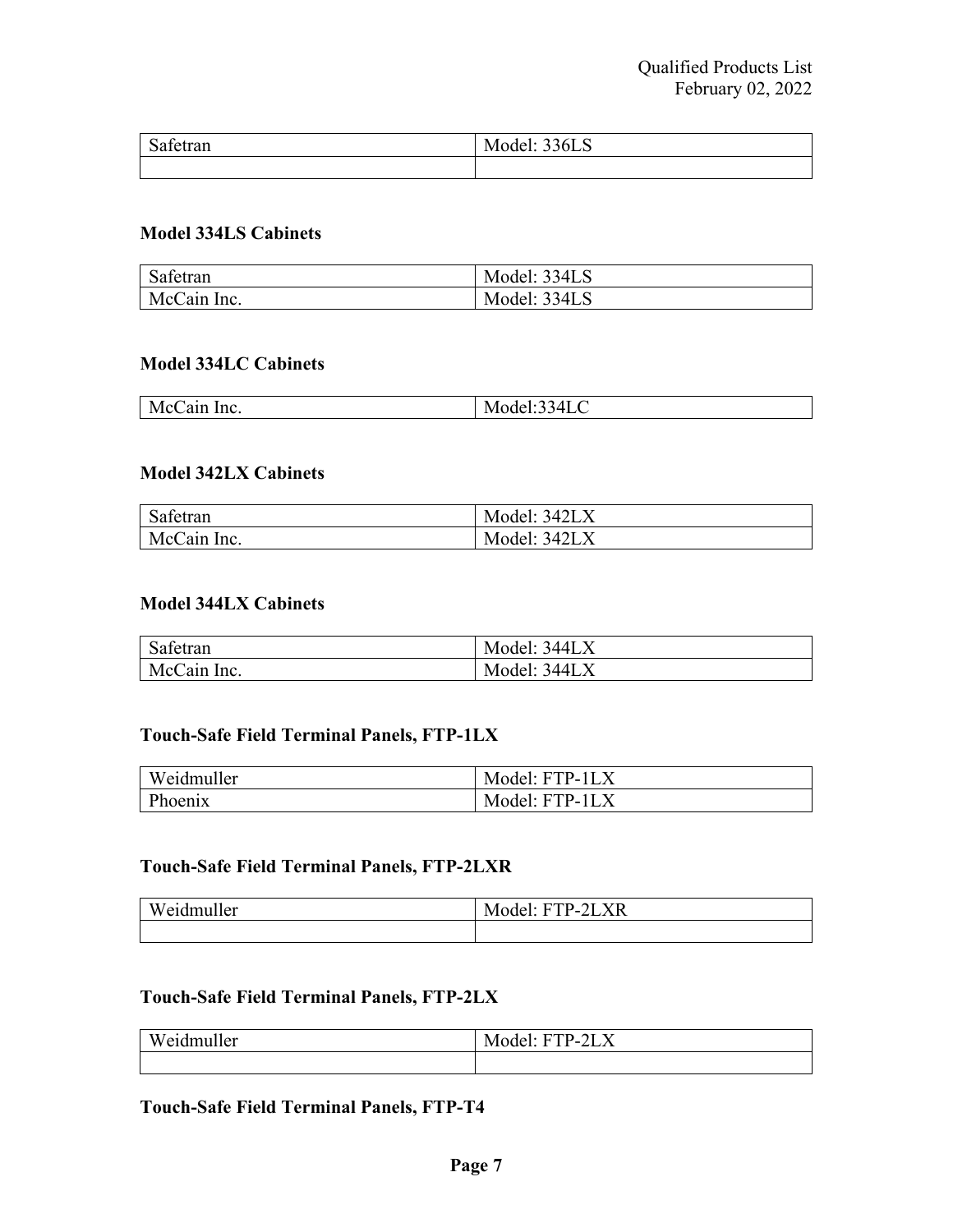| Safetran | Model: 336LS |
| --- | --- |
| | |

### Model 334LS Cabinets

| Safetran | Model: 334LS |
| --- | --- |
| McCain Inc. | Model: 334LS |

### Model 334LC Cabinets

| McCain Inc. | Model:334LC |
| --- | --- |

### Model 342LX Cabinets

| Safetran | Model: 342LX |
| --- | --- |
| McCain Inc. | Model: 342LX |

### Model 344LX Cabinets

| Safetran | Model: 344LX |
| --- | --- |
| McCain Inc. | Model: 344LX |

### Touch-Safe Field Terminal Panels, FTP-1LX

| Weidmuller | Model: FTP-1LX |
| --- | --- |
| Phoenix | Model: FTP-1LX |

### Touch-Safe Field Terminal Panels, FTP-2LXR

| Weidmuller | Model: FTP-2LXR |
| --- | --- |
| | |

### Touch-Safe Field Terminal Panels, FTP-2LX

| Weidmuller | Model: FTP-2LX |
| --- | --- |
| | |

### Touch-Safe Field Terminal Panels, FTP-T4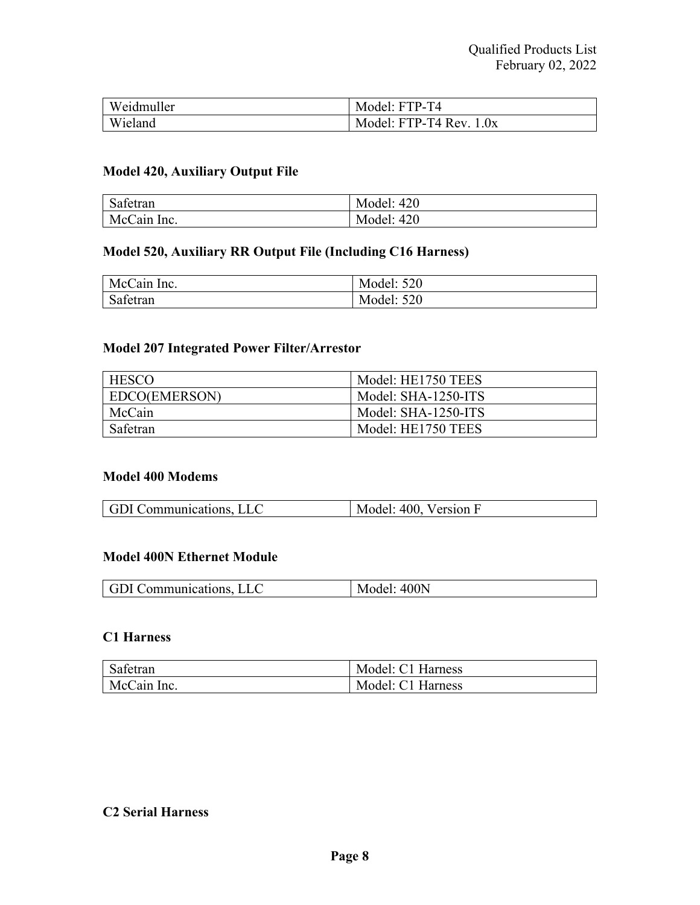| Weidmuller | Model: FTP-T4 |
|---|---|
| Wieland | Model: FTP-T4 Rev. 1.0x |

### Model 420, Auxiliary Output File

| Safetran | Model: 420 |
|---|---|
| McCain Inc. | Model: 420 |

### Model 520, Auxiliary RR Output File (Including C16 Harness)

| McCain Inc. | Model: 520 |
|---|---|
| Safetran | Model: 520 |

### Model 207 Integrated Power Filter/Arrestor

| HESCO | Model: HE1750 TEES |
|---|---|
| EDCO(EMERSON) | Model: SHA-1250-ITS |
| McCain | Model: SHA-1250-ITS |
| Safetran | Model: HE1750 TEES |

### Model 400 Modems

| GDI Communications, LLC | Model: 400, Version F |
|---|---|

### Model 400N Ethernet Module

| GDI Communications, LLC | Model: 400N |
|---|---|

### C1 Harness

| Safetran | Model: C1 Harness |
|---|---|
| McCain Inc. | Model: C1 Harness |

### C2 Serial Harness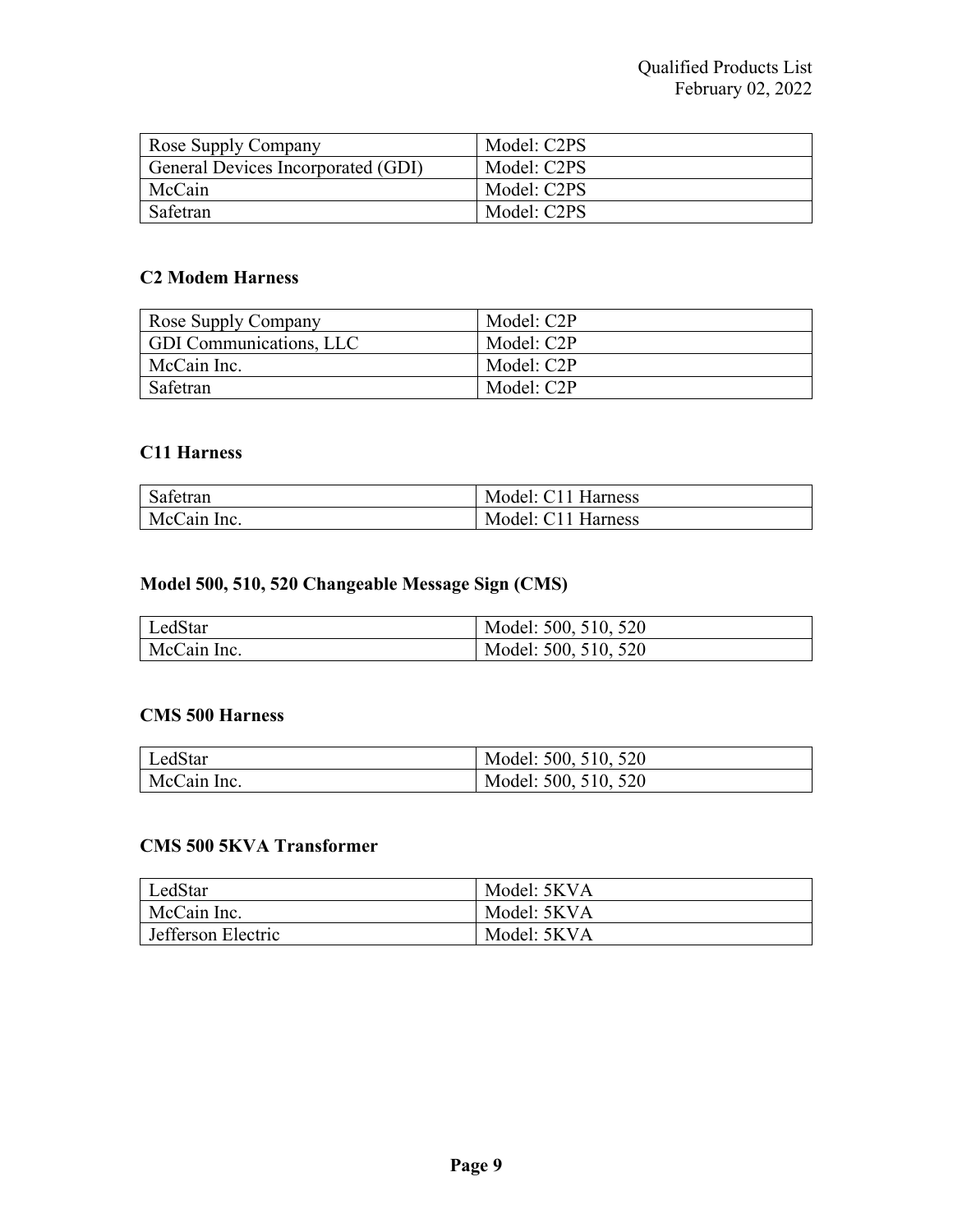| Rose Supply Company | Model: C2PS |
|---|---|
| General Devices Incorporated (GDI) | Model: C2PS |
| McCain | Model: C2PS |
| Safetran | Model: C2PS |

### C2 Modem Harness

| Rose Supply Company | Model: C2P |
|---|---|
| GDI Communications, LLC | Model: C2P |
| McCain Inc. | Model: C2P |
| Safetran | Model: C2P |

### C11 Harness

| Safetran | Model: C11 Harness |
|---|---|
| McCain Inc. | Model: C11 Harness |

### Model 500, 510, 520 Changeable Message Sign (CMS)

| LedStar | Model: 500, 510, 520 |
|---|---|
| McCain Inc. | Model: 500, 510, 520 |

### CMS 500 Harness

| LedStar | Model: 500, 510, 520 |
|---|---|
| McCain Inc. | Model: 500, 510, 520 |

### CMS 500 5KVA Transformer

| LedStar | Model: 5KVA |
|---|---|
| McCain Inc. | Model: 5KVA |
| Jefferson Electric | Model: 5KVA |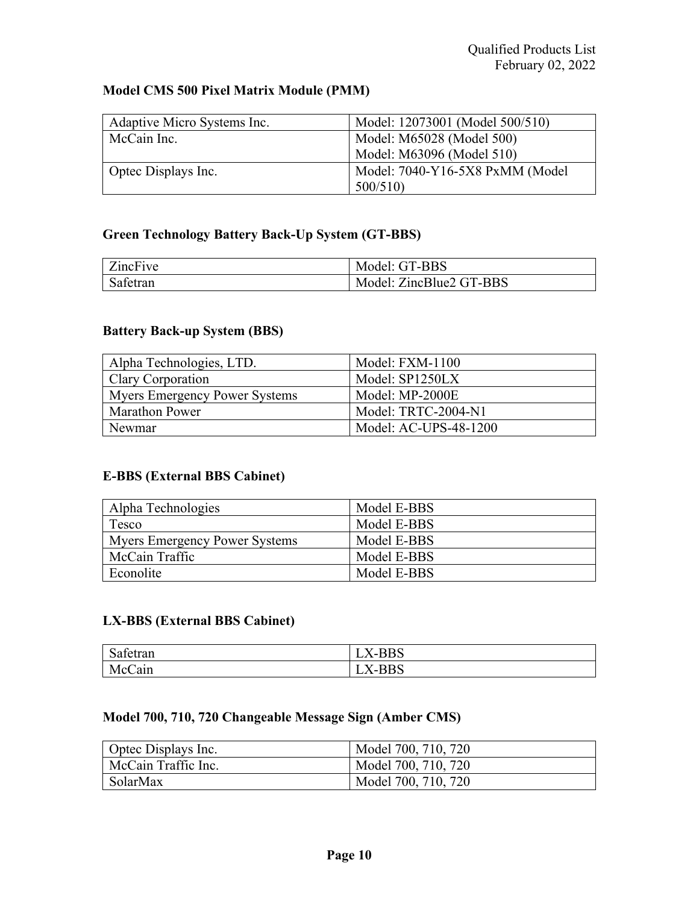### Model CMS 500 Pixel Matrix Module (PMM)

| | |
|---|---|
| Adaptive Micro Systems Inc. | Model: 12073001 (Model 500/510) |
| McCain Inc. | Model: M65028 (Model 500)<br>Model: M63096 (Model 510) |
| Optec Displays Inc. | Model: 7040-Y16-5X8 PxMM (Model 500/510) |

### Green Technology Battery Back-Up System (GT-BBS)

| | |
|---|---|
| ZincFive | Model: GT-BBS |
| Safetran | Model: ZincBlue2 GT-BBS |

### Battery Back-up System (BBS)

| | |
|---|---|
| Alpha Technologies, LTD. | Model: FXM-1100 |
| Clary Corporation | Model: SP1250LX |
| Myers Emergency Power Systems | Model: MP-2000E |
| Marathon Power | Model: TRTC-2004-N1 |
| Newmar | Model: AC-UPS-48-1200 |

### E-BBS (External BBS Cabinet)

| | |
|---|---|
| Alpha Technologies | Model E-BBS |
| Tesco | Model E-BBS |
| Myers Emergency Power Systems | Model E-BBS |
| McCain Traffic | Model E-BBS |
| Econolite | Model E-BBS |

### LX-BBS (External BBS Cabinet)

| | |
|---|---|
| Safetran | LX-BBS |
| McCain | LX-BBS |

### Model 700, 710, 720 Changeable Message Sign (Amber CMS)

| | |
|---|---|
| Optec Displays Inc. | Model 700, 710, 720 |
| McCain Traffic Inc. | Model 700, 710, 720 |
| SolarMax | Model 700, 710, 720 |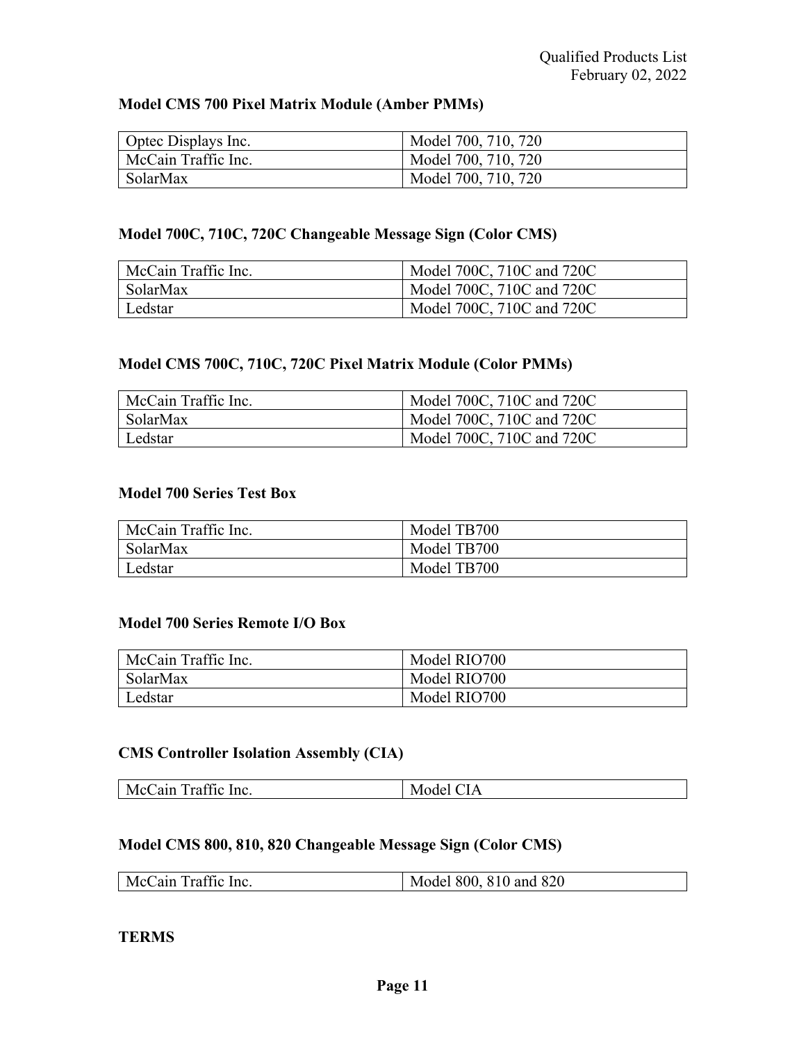**Model CMS 700 Pixel Matrix Module (Amber PMMs)**

| | |
|---|---|
| Optec Displays Inc. | Model 700, 710, 720 |
| McCain Traffic Inc. | Model 700, 710, 720 |
| SolarMax | Model 700, 710, 720 |

**Model 700C, 710C, 720C Changeable Message Sign (Color CMS)**

| | |
|---|---|
| McCain Traffic Inc. | Model 700C, 710C and 720C |
| SolarMax | Model 700C, 710C and 720C |
| Ledstar | Model 700C, 710C and 720C |

**Model CMS 700C, 710C, 720C Pixel Matrix Module (Color PMMs)**

| | |
|---|---|
| McCain Traffic Inc. | Model 700C, 710C and 720C |
| SolarMax | Model 700C, 710C and 720C |
| Ledstar | Model 700C, 710C and 720C |

**Model 700 Series Test Box**

| | |
|---|---|
| McCain Traffic Inc. | Model TB700 |
| SolarMax | Model TB700 |
| Ledstar | Model TB700 |

**Model 700 Series Remote I/O Box**

| | |
|---|---|
| McCain Traffic Inc. | Model RIO700 |
| SolarMax | Model RIO700 |
| Ledstar | Model RIO700 |

**CMS Controller Isolation Assembly (CIA)**

| | |
|---|---|
| McCain Traffic Inc. | Model CIA |

**Model CMS 800, 810, 820 Changeable Message Sign (Color CMS)**

| | |
|---|---|
| McCain Traffic Inc. | Model 800, 810 and 820 |

**TERMS**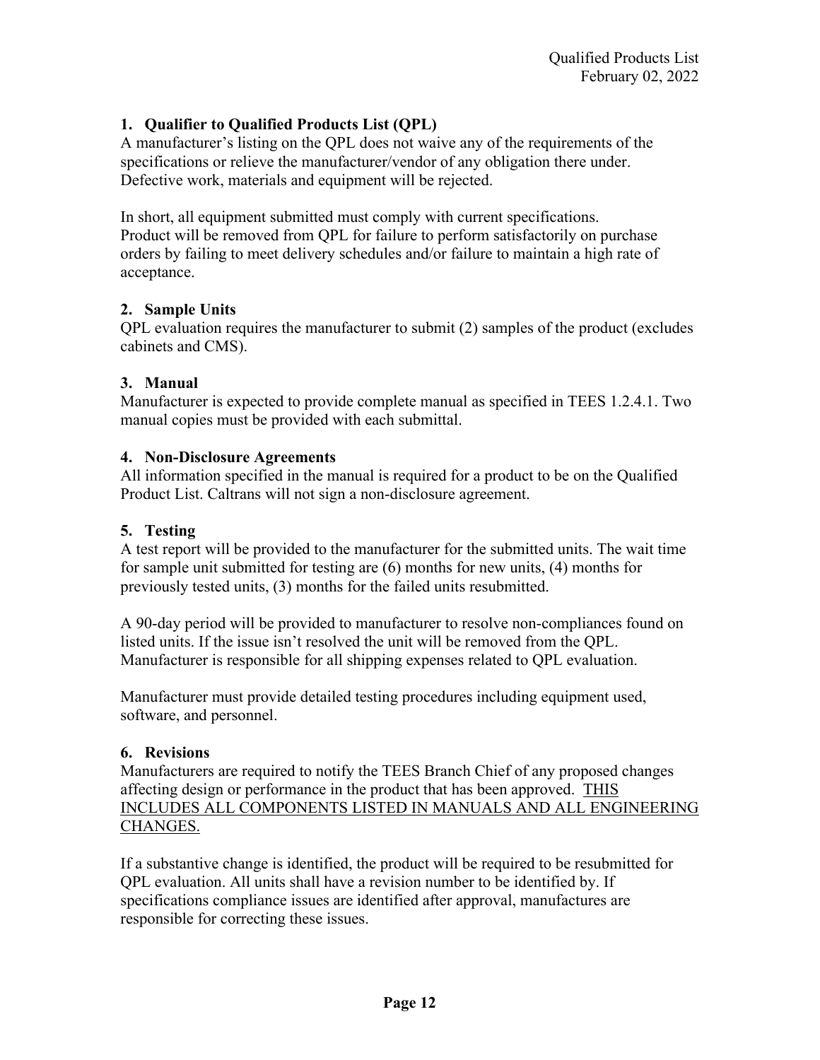## 1. Qualifier to Qualified Products List (QPL)

A manufacturer's listing on the QPL does not waive any of the requirements of the specifications or relieve the manufacturer/vendor of any obligation there under. Defective work, materials and equipment will be rejected.

In short, all equipment submitted must comply with current specifications. Product will be removed from QPL for failure to perform satisfactorily on purchase orders by failing to meet delivery schedules and/or failure to maintain a high rate of acceptance.

## 2. Sample Units

QPL evaluation requires the manufacturer to submit (2) samples of the product (excludes cabinets and CMS).

## 3. Manual

Manufacturer is expected to provide complete manual as specified in TEES 1.2.4.1. Two manual copies must be provided with each submittal.

## 4. Non-Disclosure Agreements

All information specified in the manual is required for a product to be on the Qualified Product List. Caltrans will not sign a non-disclosure agreement.

## 5. Testing

A test report will be provided to the manufacturer for the submitted units. The wait time for sample unit submitted for testing are (6) months for new units, (4) months for previously tested units, (3) months for the failed units resubmitted.

A 90-day period will be provided to manufacturer to resolve non-compliances found on listed units. If the issue isn't resolved the unit will be removed from the QPL. Manufacturer is responsible for all shipping expenses related to QPL evaluation.

Manufacturer must provide detailed testing procedures including equipment used, software, and personnel.

## 6. Revisions

Manufacturers are required to notify the TEES Branch Chief of any proposed changes affecting design or performance in the product that has been approved. THIS INCLUDES ALL COMPONENTS LISTED IN MANUALS AND ALL ENGINEERING CHANGES.

If a substantive change is identified, the product will be required to be resubmitted for QPL evaluation. All units shall have a revision number to be identified by. If specifications compliance issues are identified after approval, manufactures are responsible for correcting these issues.